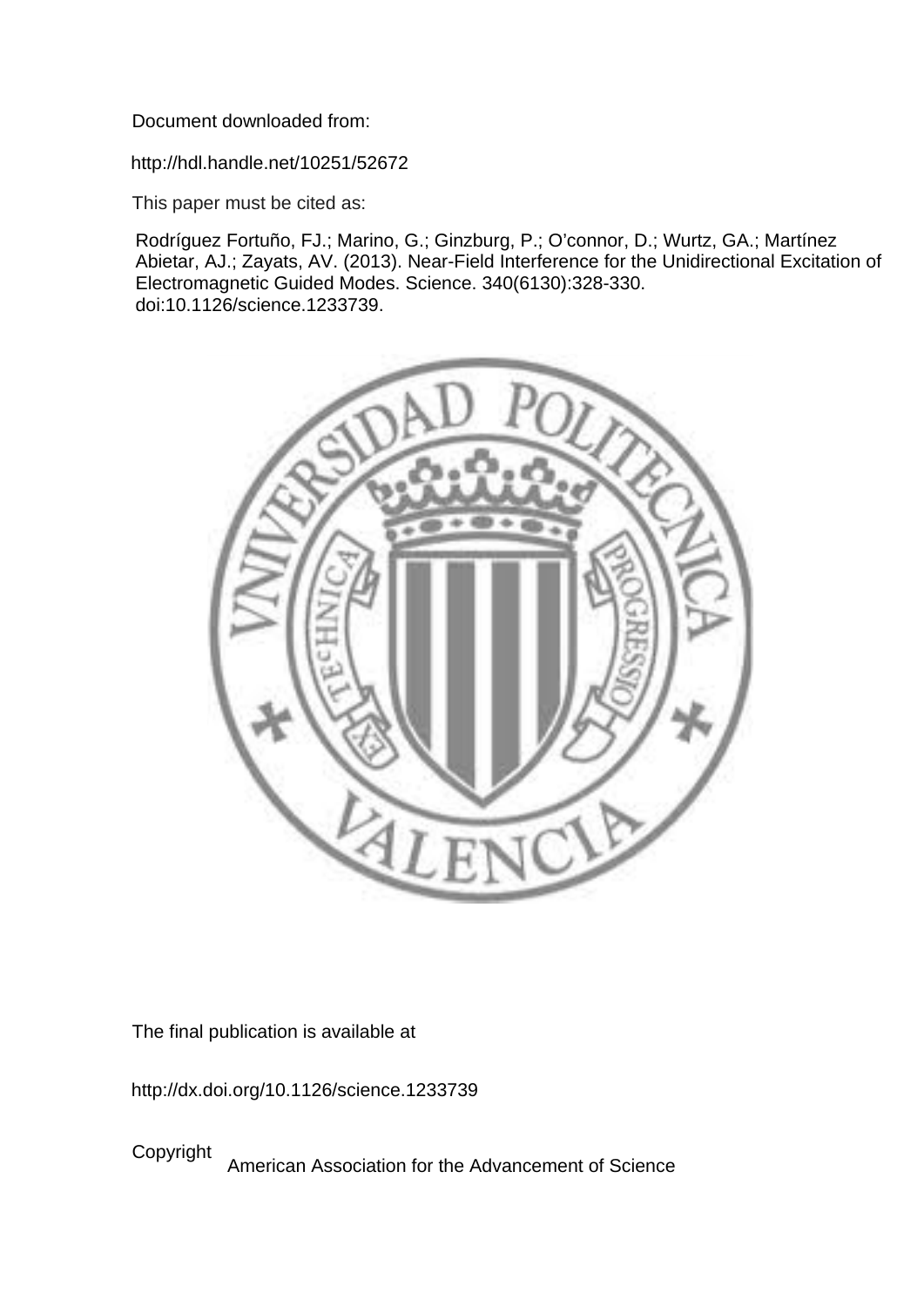Document downloaded from:

http://hdl.handle.net/10251/52672

This paper must be cited as:

Rodríguez Fortuño, FJ.; Marino, G.; Ginzburg, P.; O'connor, D.; Wurtz, GA.; Martínez Abietar, AJ.; Zayats, AV. (2013). Near-Field Interference for the Unidirectional Excitation of Electromagnetic Guided Modes. Science. 340(6130):328-330. doi:10.1126/science.1233739.

The final publication is available at

http://dx.doi.org/10.1126/science.1233739

Copyright American Association for the Advancement of Science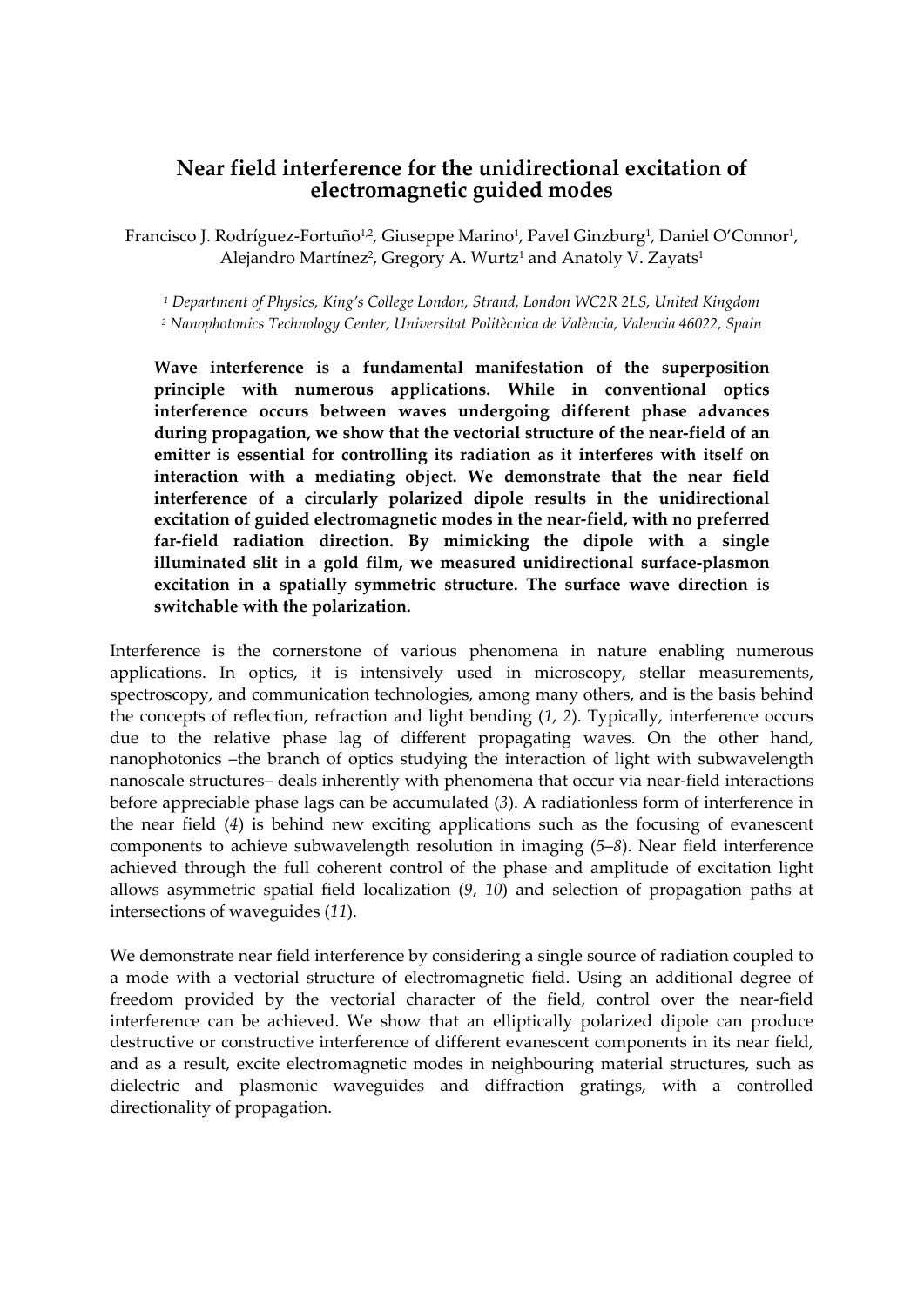# Near field interference for the unidirectional excitation of electromagnetic guided modes

Francisco J. Rodríguez-Fortuño[1,2], Giuseppe Marino[1], Pavel Ginzburg[1], Daniel O'Connor[1], Alejandro Martínez[2], Gregory A. Wurtz[1] and Anatoly V. Zayats[1]

*[1] Department of Physics, King's College London, Strand, London WC2R 2LS, United Kingdom*
*[2] Nanophotonics Technology Center, Universitat Politècnica de València, Valencia 46022, Spain*

**Wave interference is a fundamental manifestation of the superposition principle with numerous applications. While in conventional optics interference occurs between waves undergoing different phase advances during propagation, we show that the vectorial structure of the near-field of an emitter is essential for controlling its radiation as it interferes with itself on interaction with a mediating object. We demonstrate that the near field interference of a circularly polarized dipole results in the unidirectional excitation of guided electromagnetic modes in the near-field, with no preferred far-field radiation direction. By mimicking the dipole with a single illuminated slit in a gold film, we measured unidirectional surface-plasmon excitation in a spatially symmetric structure. The surface wave direction is switchable with the polarization.**

Interference is the cornerstone of various phenomena in nature enabling numerous applications. In optics, it is intensively used in microscopy, stellar measurements, spectroscopy, and communication technologies, among many others, and is the basis behind the concepts of reflection, refraction and light bending (*1*, *2*). Typically, interference occurs due to the relative phase lag of different propagating waves. On the other hand, nanophotonics –the branch of optics studying the interaction of light with subwavelength nanoscale structures– deals inherently with phenomena that occur via near-field interactions before appreciable phase lags can be accumulated (*3*). A radiationless form of interference in the near field (*4*) is behind new exciting applications such as the focusing of evanescent components to achieve subwavelength resolution in imaging (*5*–*8*). Near field interference achieved through the full coherent control of the phase and amplitude of excitation light allows asymmetric spatial field localization (*9*, *10*) and selection of propagation paths at intersections of waveguides (*11*).

We demonstrate near field interference by considering a single source of radiation coupled to a mode with a vectorial structure of electromagnetic field. Using an additional degree of freedom provided by the vectorial character of the field, control over the near-field interference can be achieved. We show that an elliptically polarized dipole can produce destructive or constructive interference of different evanescent components in its near field, and as a result, excite electromagnetic modes in neighbouring material structures, such as dielectric and plasmonic waveguides and diffraction gratings, with a controlled directionality of propagation.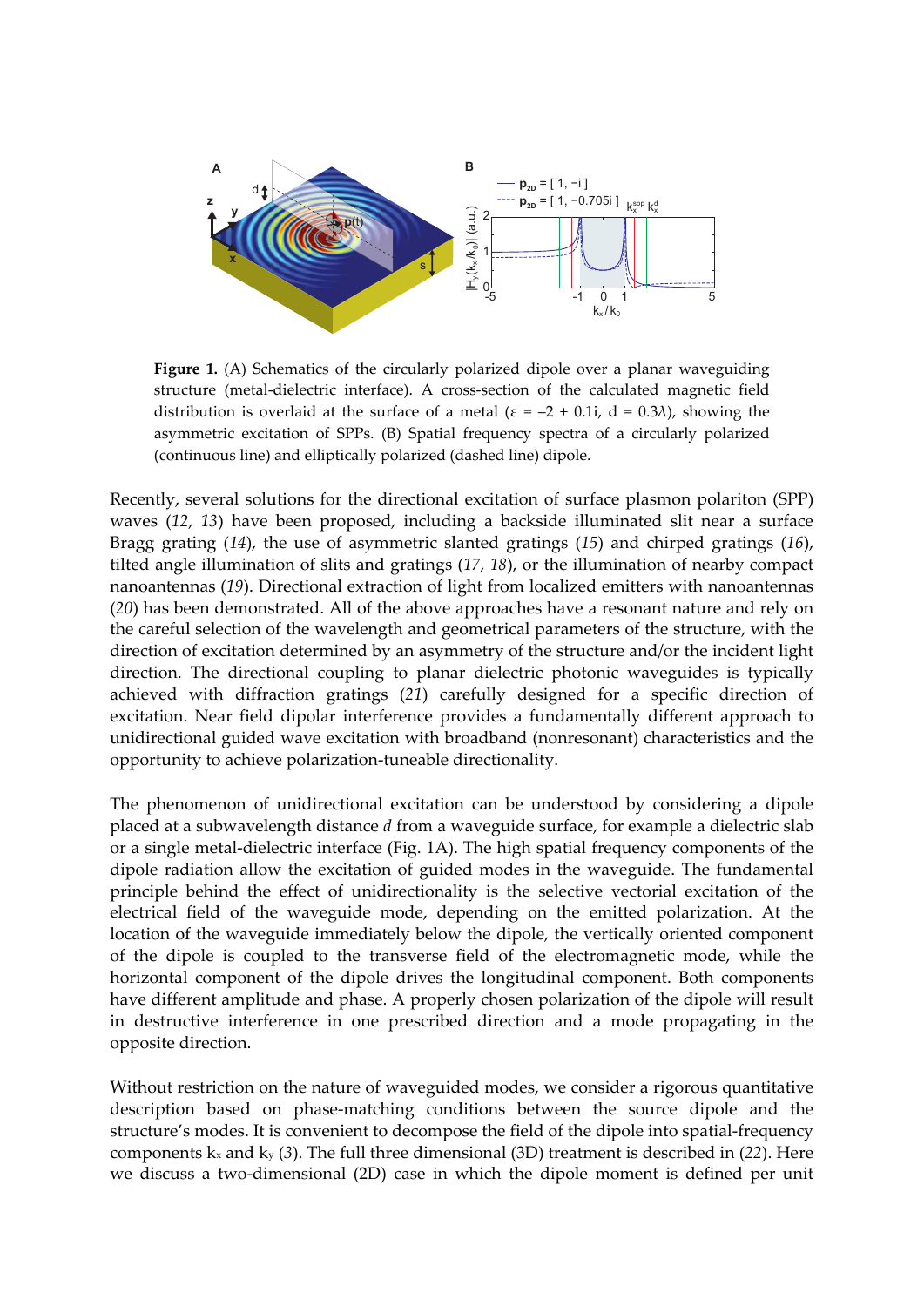**Figure 1.** (A) Schematics of the circularly polarized dipole over a planar waveguiding structure (metal-dielectric interface). A cross-section of the calculated magnetic field distribution is overlaid at the surface of a metal ($\varepsilon = -2 + 0.1i$, $d = 0.3\lambda$), showing the asymmetric excitation of SPPs. (B) Spatial frequency spectra of a circularly polarized (continuous line) and elliptically polarized (dashed line) dipole.

Recently, several solutions for the directional excitation of surface plasmon polariton (SPP) waves (*12*, *13*) have been proposed, including a backside illuminated slit near a surface Bragg grating (*14*), the use of asymmetric slanted gratings (*15*) and chirped gratings (*16*), tilted angle illumination of slits and gratings (*17*, *18*), or the illumination of nearby compact nanoantennas (*19*). Directional extraction of light from localized emitters with nanoantennas (*20*) has been demonstrated. All of the above approaches have a resonant nature and rely on the careful selection of the wavelength and geometrical parameters of the structure, with the direction of excitation determined by an asymmetry of the structure and/or the incident light direction. The directional coupling to planar dielectric photonic waveguides is typically achieved with diffraction gratings (*21*) carefully designed for a specific direction of excitation. Near field dipolar interference provides a fundamentally different approach to unidirectional guided wave excitation with broadband (nonresonant) characteristics and the opportunity to achieve polarization-tuneable directionality.

The phenomenon of unidirectional excitation can be understood by considering a dipole placed at a subwavelength distance $d$ from a waveguide surface, for example a dielectric slab or a single metal-dielectric interface (Fig. 1A). The high spatial frequency components of the dipole radiation allow the excitation of guided modes in the waveguide. The fundamental principle behind the effect of unidirectionality is the selective vectorial excitation of the electrical field of the waveguide mode, depending on the emitted polarization. At the location of the waveguide immediately below the dipole, the vertically oriented component of the dipole is coupled to the transverse field of the electromagnetic mode, while the horizontal component of the dipole drives the longitudinal component. Both components have different amplitude and phase. A properly chosen polarization of the dipole will result in destructive interference in one prescribed direction and a mode propagating in the opposite direction.

Without restriction on the nature of waveguided modes, we consider a rigorous quantitative description based on phase-matching conditions between the source dipole and the structure's modes. It is convenient to decompose the field of the dipole into spatial-frequency components $k_x$ and $k_y$ (*3*). The full three dimensional (3D) treatment is described in (*22*). Here we discuss a two-dimensional (2D) case in which the dipole moment is defined per unit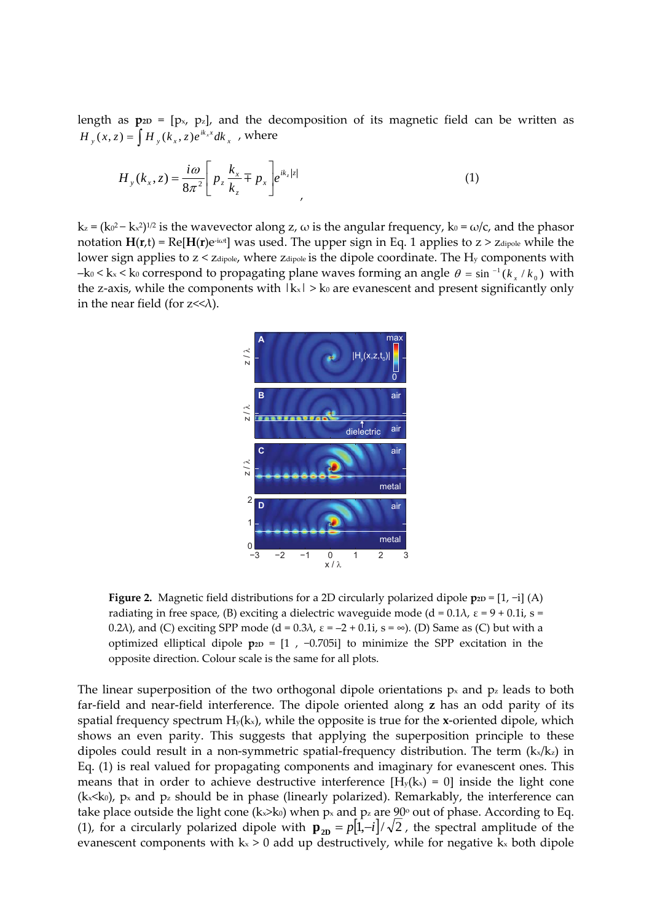length as $\mathbf{p}_{2D} = [p_x, p_z]$, and the decomposition of its magnetic field can be written as $H_y(x,z) = \int H_y(k_x, z) e^{ik_x x} dk_x$ , where

$$H_y(k_x, z) = \frac{i\omega}{8\pi^2} \left[ p_z \frac{k_x}{k_z} \mp p_x \right] e^{ik_z |z|} \tag{1}$$

$k_z = (k_0^2 - k_x^2)^{1/2}$ is the wavevector along z, $\omega$ is the angular frequency, $k_0 = \omega/c$, and the phasor notation $\mathbf{H}(\mathbf{r},t) = \mathrm{Re}[\mathbf{H}(\mathbf{r})e^{-i\omega t}]$ was used. The upper sign in Eq. 1 applies to $z > z_{dipole}$ while the lower sign applies to $z < z_{dipole}$, where $z_{dipole}$ is the dipole coordinate. The $H_y$ components with $-k_0 < k_x < k_0$ correspond to propagating plane waves forming an angle $\theta = \sin^{-1}(k_x / k_0)$ with the z-axis, while the components with $|k_x| > k_0$ are evanescent and present significantly only in the near field (for $z \ll \lambda$).

**Figure 2.** Magnetic field distributions for a 2D circularly polarized dipole $\mathbf{p}_{2D} = [1, -i]$ (A) radiating in free space, (B) exciting a dielectric waveguide mode ($d = 0.1\lambda$, $\varepsilon = 9 + 0.1i$, $s = 0.2\lambda$), and (C) exciting SPP mode ($d = 0.3\lambda$, $\varepsilon = -2 + 0.1i$, $s = \infty$). (D) Same as (C) but with a optimized elliptical dipole $\mathbf{p}_{2D} = [1 , -0.705i]$ to minimize the SPP excitation in the opposite direction. Colour scale is the same for all plots.

The linear superposition of the two orthogonal dipole orientations $p_x$ and $p_z$ leads to both far-field and near-field interference. The dipole oriented along **z** has an odd parity of its spatial frequency spectrum $H_y(k_x)$, while the opposite is true for the **x**-oriented dipole, which shows an even parity. This suggests that applying the superposition principle to these dipoles could result in a non-symmetric spatial-frequency distribution. The term $(k_x/k_z)$ in Eq. (1) is real valued for propagating components and imaginary for evanescent ones. This means that in order to achieve destructive interference $[H_y(k_x) = 0]$ inside the light cone ($k_x < k_0$), $p_x$ and $p_z$ should be in phase (linearly polarized). Remarkably, the interference can take place outside the light cone ($k_x > k_0$) when $p_x$ and $p_z$ are 90° out of phase. According to Eq. (1), for a circularly polarized dipole with $\mathbf{p}_{2D} = p[1, -i]/\sqrt{2}$, the spectral amplitude of the evanescent components with $k_x > 0$ add up destructively, while for negative $k_x$ both dipole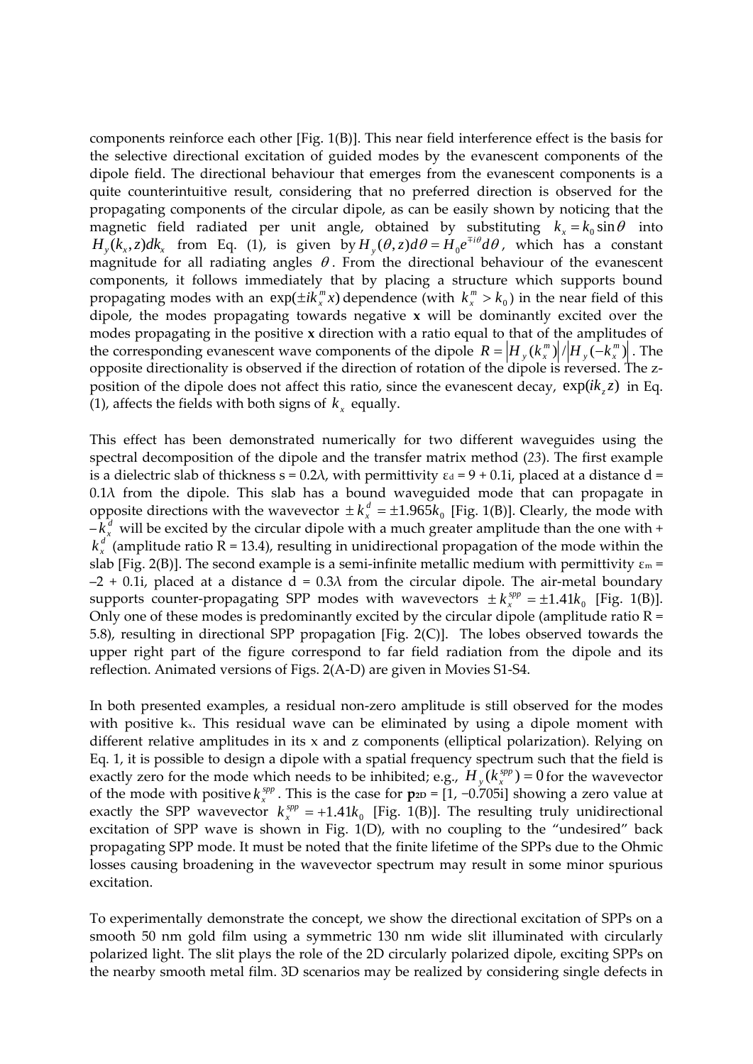components reinforce each other [Fig. 1(B)]. This near field interference effect is the basis for the selective directional excitation of guided modes by the evanescent components of the dipole field. The directional behaviour that emerges from the evanescent components is a quite counterintuitive result, considering that no preferred direction is observed for the propagating components of the circular dipole, as can be easily shown by noticing that the magnetic field radiated per unit angle, obtained by substituting $k_x = k_0 \sin\theta$ into $H_y(k_x, z)dk_x$ from Eq. (1), is given by $H_y(\theta, z)d\theta = H_0 e^{\mp i\theta} d\theta$, which has a constant magnitude for all radiating angles $\theta$. From the directional behaviour of the evanescent components, it follows immediately that by placing a structure which supports bound propagating modes with an $\exp(\pm ik_x^m x)$ dependence (with $k_x^m > k_0$) in the near field of this dipole, the modes propagating towards negative **x** will be dominantly excited over the modes propagating in the positive **x** direction with a ratio equal to that of the amplitudes of the corresponding evanescent wave components of the dipole $R = \left|H_y(k_x^m)\right| / \left|H_y(-k_x^m)\right|$. The opposite directionality is observed if the direction of rotation of the dipole is reversed. The z-position of the dipole does not affect this ratio, since the evanescent decay, $\exp(ik_z z)$ in Eq. (1), affects the fields with both signs of $k_x$ equally.

This effect has been demonstrated numerically for two different waveguides using the spectral decomposition of the dipole and the transfer matrix method (*23*). The first example is a dielectric slab of thickness s = 0.2λ, with permittivity $\varepsilon_d$ = 9 + 0.1i, placed at a distance d = 0.1λ from the dipole. This slab has a bound waveguided mode that can propagate in opposite directions with the wavevector $\pm k_x^d = \pm 1.965 k_0$ [Fig. 1(B)]. Clearly, the mode with $-k_x^d$ will be excited by the circular dipole with a much greater amplitude than the one with $+k_x^d$ (amplitude ratio R = 13.4), resulting in unidirectional propagation of the mode within the slab [Fig. 2(B)]. The second example is a semi-infinite metallic medium with permittivity $\varepsilon_m$ = −2 + 0.1i, placed at a distance d = 0.3λ from the circular dipole. The air-metal boundary supports counter-propagating SPP modes with wavevectors $\pm k_x^{spp} = \pm 1.41 k_0$ [Fig. 1(B)]. Only one of these modes is predominantly excited by the circular dipole (amplitude ratio R = 5.8), resulting in directional SPP propagation [Fig. 2(C)]. The lobes observed towards the upper right part of the figure correspond to far field radiation from the dipole and its reflection. Animated versions of Figs. 2(A-D) are given in Movies S1-S4.

In both presented examples, a residual non-zero amplitude is still observed for the modes with positive $k_x$. This residual wave can be eliminated by using a dipole moment with different relative amplitudes in its x and z components (elliptical polarization). Relying on Eq. 1, it is possible to design a dipole with a spatial frequency spectrum such that the field is exactly zero for the mode which needs to be inhibited; e.g., $H_y(k_x^{spp}) = 0$ for the wavevector of the mode with positive $k_x^{spp}$. This is the case for $\mathbf{p}_{2D}$ = [1, −0.705i] showing a zero value at exactly the SPP wavevector $k_x^{spp} = +1.41 k_0$ [Fig. 1(B)]. The resulting truly unidirectional excitation of SPP wave is shown in Fig. 1(D), with no coupling to the "undesired" back propagating SPP mode. It must be noted that the finite lifetime of the SPPs due to the Ohmic losses causing broadening in the wavevector spectrum may result in some minor spurious excitation.

To experimentally demonstrate the concept, we show the directional excitation of SPPs on a smooth 50 nm gold film using a symmetric 130 nm wide slit illuminated with circularly polarized light. The slit plays the role of the 2D circularly polarized dipole, exciting SPPs on the nearby smooth metal film. 3D scenarios may be realized by considering single defects in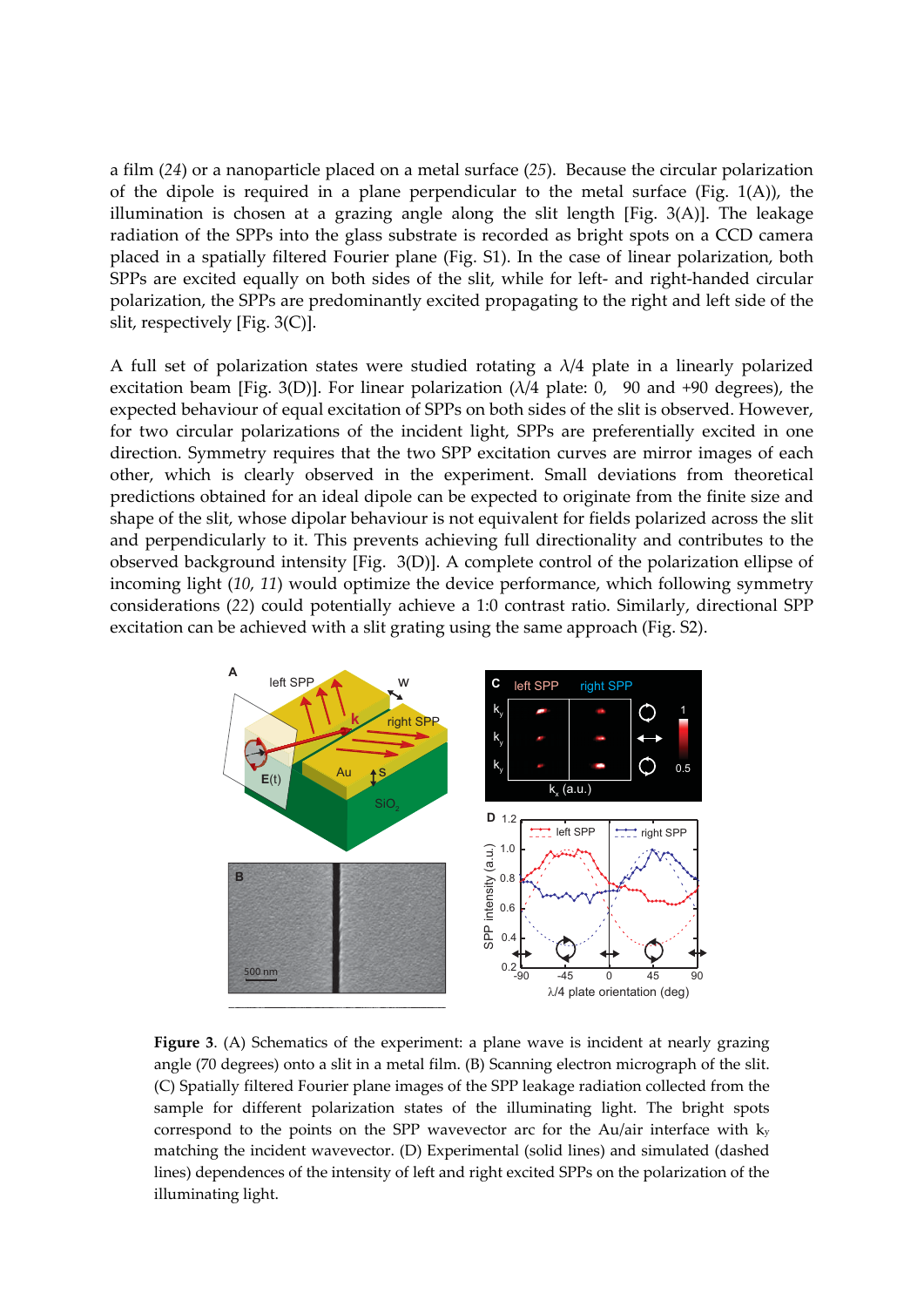a film (*24*) or a nanoparticle placed on a metal surface (*25*). Because the circular polarization of the dipole is required in a plane perpendicular to the metal surface (Fig. 1(A)), the illumination is chosen at a grazing angle along the slit length [Fig. 3(A)]. The leakage radiation of the SPPs into the glass substrate is recorded as bright spots on a CCD camera placed in a spatially filtered Fourier plane (Fig. S1). In the case of linear polarization, both SPPs are excited equally on both sides of the slit, while for left- and right-handed circular polarization, the SPPs are predominantly excited propagating to the right and left side of the slit, respectively [Fig. 3(C)].

A full set of polarization states were studied rotating a $\lambda/4$ plate in a linearly polarized excitation beam [Fig. 3(D)]. For linear polarization ($\lambda/4$ plate: 0, 90 and +90 degrees), the expected behaviour of equal excitation of SPPs on both sides of the slit is observed. However, for two circular polarizations of the incident light, SPPs are preferentially excited in one direction. Symmetry requires that the two SPP excitation curves are mirror images of each other, which is clearly observed in the experiment. Small deviations from theoretical predictions obtained for an ideal dipole can be expected to originate from the finite size and shape of the slit, whose dipolar behaviour is not equivalent for fields polarized across the slit and perpendicularly to it. This prevents achieving full directionality and contributes to the observed background intensity [Fig. 3(D)]. A complete control of the polarization ellipse of incoming light (*10*, *11*) would optimize the device performance, which following symmetry considerations (*22*) could potentially achieve a 1:0 contrast ratio. Similarly, directional SPP excitation can be achieved with a slit grating using the same approach (Fig. S2).

**Figure 3**. (A) Schematics of the experiment: a plane wave is incident at nearly grazing angle (70 degrees) onto a slit in a metal film. (B) Scanning electron micrograph of the slit. (C) Spatially filtered Fourier plane images of the SPP leakage radiation collected from the sample for different polarization states of the illuminating light. The bright spots correspond to the points on the SPP wavevector arc for the Au/air interface with $k_y$ matching the incident wavevector. (D) Experimental (solid lines) and simulated (dashed lines) dependences of the intensity of left and right excited SPPs on the polarization of the illuminating light.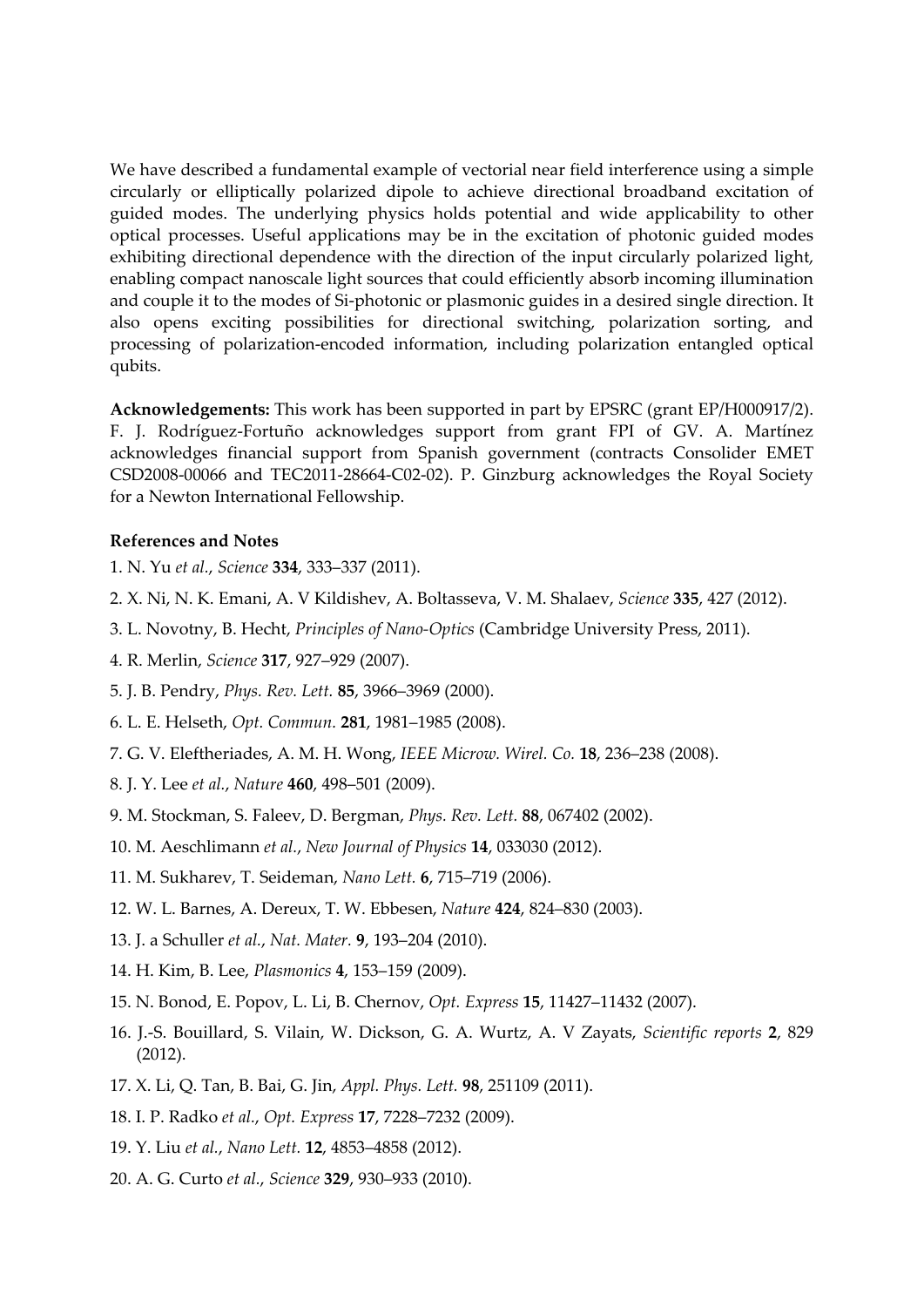We have described a fundamental example of vectorial near field interference using a simple circularly or elliptically polarized dipole to achieve directional broadband excitation of guided modes. The underlying physics holds potential and wide applicability to other optical processes. Useful applications may be in the excitation of photonic guided modes exhibiting directional dependence with the direction of the input circularly polarized light, enabling compact nanoscale light sources that could efficiently absorb incoming illumination and couple it to the modes of Si-photonic or plasmonic guides in a desired single direction. It also opens exciting possibilities for directional switching, polarization sorting, and processing of polarization-encoded information, including polarization entangled optical qubits.

**Acknowledgements:** This work has been supported in part by EPSRC (grant EP/H000917/2). F. J. Rodríguez-Fortuño acknowledges support from grant FPI of GV. A. Martínez acknowledges financial support from Spanish government (contracts Consolider EMET CSD2008-00066 and TEC2011-28664-C02-02). P. Ginzburg acknowledges the Royal Society for a Newton International Fellowship.

**References and Notes**

1. N. Yu *et al.*, *Science* **334**, 333–337 (2011).
2. X. Ni, N. K. Emani, A. V Kildishev, A. Boltasseva, V. M. Shalaev, *Science* **335**, 427 (2012).
3. L. Novotny, B. Hecht, *Principles of Nano-Optics* (Cambridge University Press, 2011).
4. R. Merlin, *Science* **317**, 927–929 (2007).
5. J. B. Pendry, *Phys. Rev. Lett.* **85**, 3966–3969 (2000).
6. L. E. Helseth, *Opt. Commun.* **281**, 1981–1985 (2008).
7. G. V. Eleftheriades, A. M. H. Wong, *IEEE Microw. Wirel. Co.* **18**, 236–238 (2008).
8. J. Y. Lee *et al.*, *Nature* **460**, 498–501 (2009).
9. M. Stockman, S. Faleev, D. Bergman, *Phys. Rev. Lett.* **88**, 067402 (2002).
10. M. Aeschlimann *et al.*, *New Journal of Physics* **14**, 033030 (2012).
11. M. Sukharev, T. Seideman, *Nano Lett.* **6**, 715–719 (2006).
12. W. L. Barnes, A. Dereux, T. W. Ebbesen, *Nature* **424**, 824–830 (2003).
13. J. a Schuller *et al.*, *Nat. Mater.* **9**, 193–204 (2010).
14. H. Kim, B. Lee, *Plasmonics* **4**, 153–159 (2009).
15. N. Bonod, E. Popov, L. Li, B. Chernov, *Opt. Express* **15**, 11427–11432 (2007).
16. J.-S. Bouillard, S. Vilain, W. Dickson, G. A. Wurtz, A. V Zayats, *Scientific reports* **2**, 829 (2012).
17. X. Li, Q. Tan, B. Bai, G. Jin, *Appl. Phys. Lett.* **98**, 251109 (2011).
18. I. P. Radko *et al.*, *Opt. Express* **17**, 7228–7232 (2009).
19. Y. Liu *et al.*, *Nano Lett.* **12**, 4853–4858 (2012).
20. A. G. Curto *et al.*, *Science* **329**, 930–933 (2010).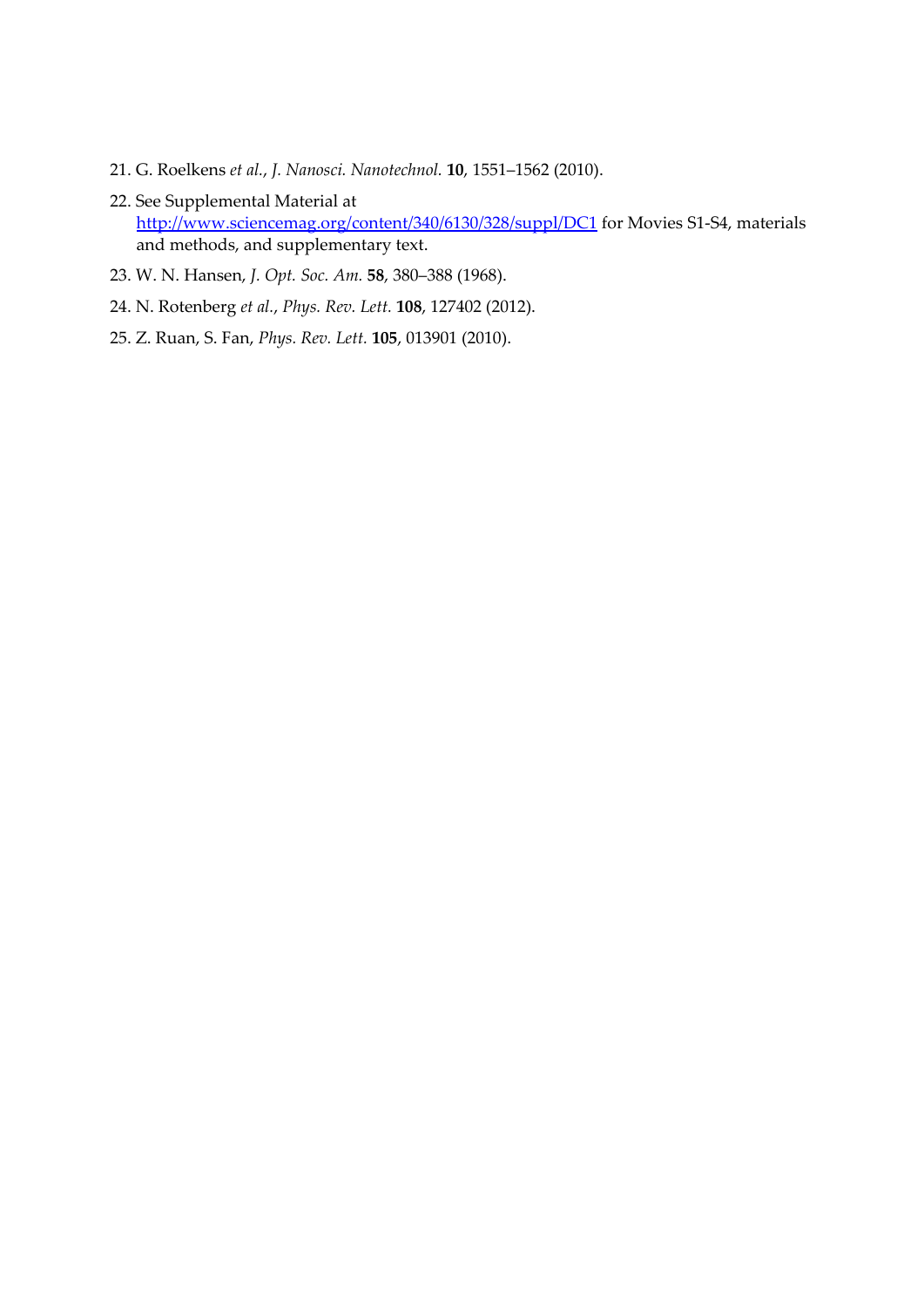21. G. Roelkens *et al.*, *J. Nanosci. Nanotechnol.* **10**, 1551–1562 (2010).
22. See Supplemental Material at http://www.sciencemag.org/content/340/6130/328/suppl/DC1 for Movies S1-S4, materials and methods, and supplementary text.
23. W. N. Hansen, *J. Opt. Soc. Am.* **58**, 380–388 (1968).
24. N. Rotenberg *et al.*, *Phys. Rev. Lett.* **108**, 127402 (2012).
25. Z. Ruan, S. Fan, *Phys. Rev. Lett.* **105**, 013901 (2010).